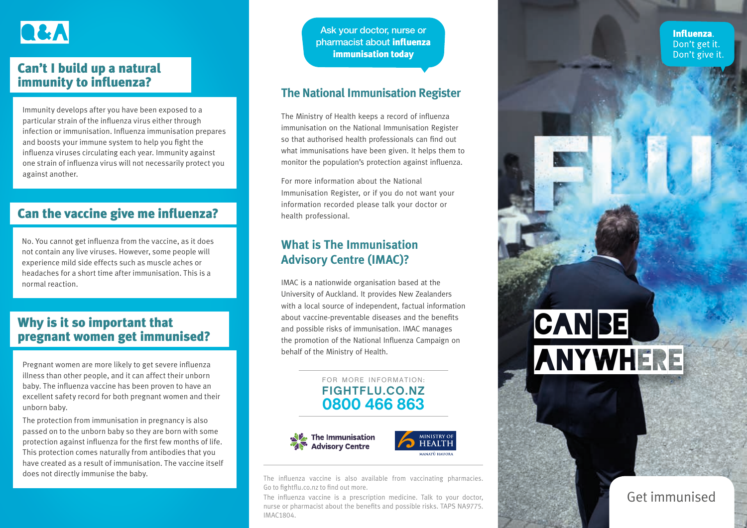# Q&A

## Can't I build up a natural immunity to influenza?

Immunity develops after you have been exposed to a particular strain of the influenza virus either through infection or immunisation. Influenza immunisation prepares and boosts your immune system to help you fight the influenza viruses circulating each year. Immunity against one strain of influenza virus will not necessarily protect you against another.

## Can the vaccine give me influenza?

No. You cannot get influenza from the vaccine, as it does not contain any live viruses. However, some people will experience mild side effects such as muscle aches or headaches for a short time after immunisation. This is a normal reaction.

## Why is it so important that pregnant women get immunised?

Pregnant women are more likely to get severe influenza illness than other people, and it can affect their unborn baby. The influenza vaccine has been proven to have an excellent safety record for both pregnant women and their unborn baby.

The protection from immunisation in pregnancy is also passed on to the unborn baby so they are born with some protection against influenza for the first few months of life. This protection comes naturally from antibodies that you have created as a result of immunisation. The vaccine itself does not directly immunise the baby.

Ask your doctor, nurse or pharmacist about **influenza immunisation today**

## The National Immunisation Register

The Ministry of Health keeps a record of influenza immunisation on the National Immunisation Register so that authorised health professionals can find out what immunisations have been given. It helps them to monitor the population's protection against influenza.

For more information about the National Immunisation Register, or if you do not want your information recorded please talk your doctor or health professional.

## What is The Immunisation Advisory Centre (IMAC)?

IMAC is a nationwide organisation based at the University of Auckland. It provides New Zealanders with a local source of independent, factual information about vaccine-preventable diseases and the benefits and possible risks of immunisation. IMAC manages the promotion of the National Influenza Campaign on behalf of the Ministry of Health.

FOR MORE INFORMATION:
**FIGHTFLU.CO.NZ**
**0800 466 863**

The Immunisation Advisory Centre

MINISTRY OF HEALTH
MANATŪ HAUORA

The influenza vaccine is also available from vaccinating pharmacies. Go to fightflu.co.nz to find out more.

The influenza vaccine is a prescription medicine. Talk to your doctor, nurse or pharmacist about the benefits and possible risks. TAPS NA9775. IMAC1804.

**Influenza**. Don't get it. Don't give it.

FLU CAN BE ANYWHERE

Get immunised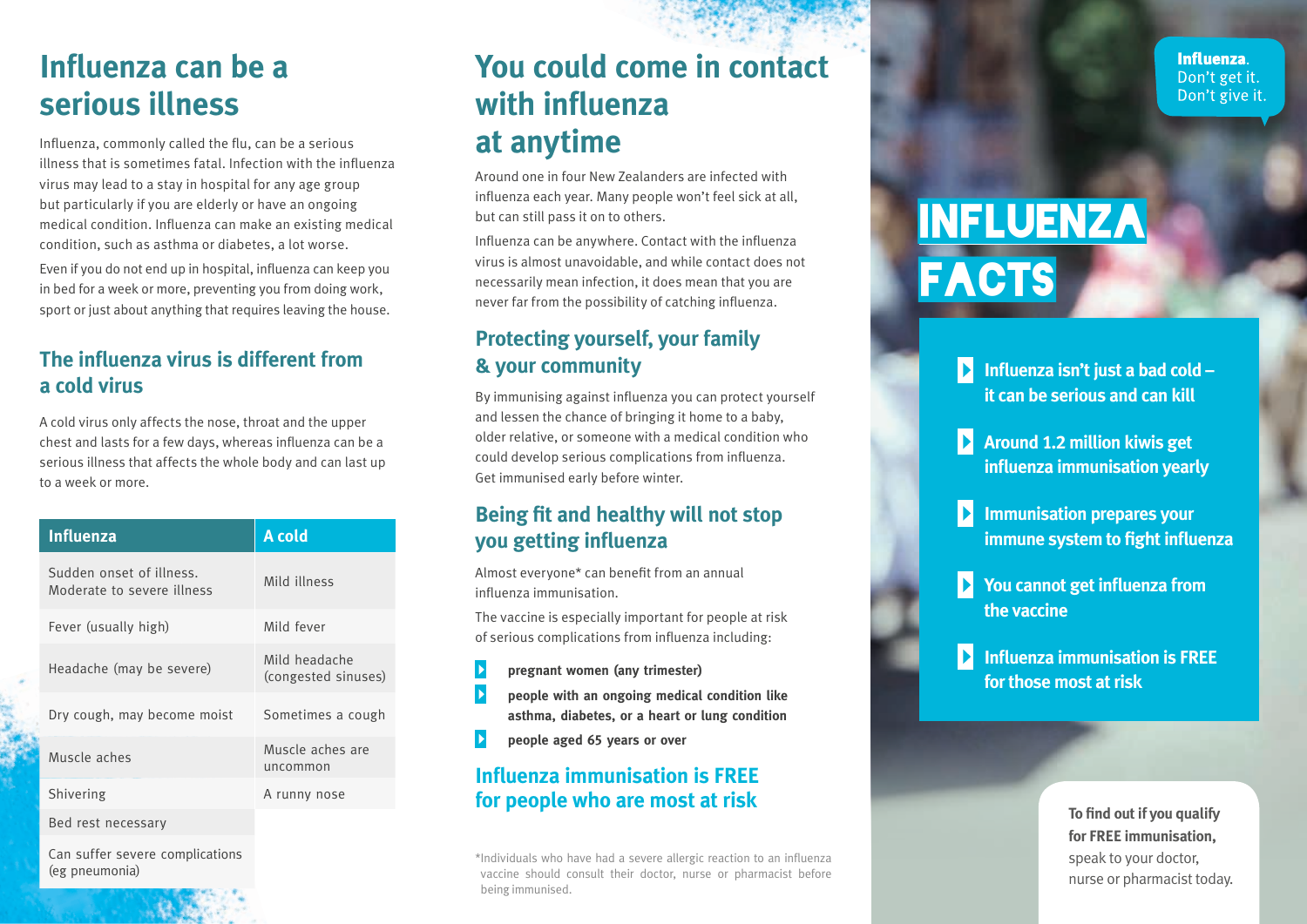# Influenza can be a serious illness

Influenza, commonly called the flu, can be a serious illness that is sometimes fatal. Infection with the influenza virus may lead to a stay in hospital for any age group but particularly if you are elderly or have an ongoing medical condition. Influenza can make an existing medical condition, such as asthma or diabetes, a lot worse.

Even if you do not end up in hospital, influenza can keep you in bed for a week or more, preventing you from doing work, sport or just about anything that requires leaving the house.

## The influenza virus is different from a cold virus

A cold virus only affects the nose, throat and the upper chest and lasts for a few days, whereas influenza can be a serious illness that affects the whole body and can last up to a week or more.

| Influenza | A cold |
|---|---|
| Sudden onset of illness. Moderate to severe illness | Mild illness |
| Fever (usually high) | Mild fever |
| Headache (may be severe) | Mild headache (congested sinuses) |
| Dry cough, may become moist | Sometimes a cough |
| Muscle aches | Muscle aches are uncommon |
| Shivering | A runny nose |
| Bed rest necessary | |
| Can suffer severe complications (eg pneumonia) | |

# You could come in contact with influenza at anytime

Around one in four New Zealanders are infected with influenza each year. Many people won't feel sick at all, but can still pass it on to others.

Influenza can be anywhere. Contact with the influenza virus is almost unavoidable, and while contact does not necessarily mean infection, it does mean that you are never far from the possibility of catching influenza.

## Protecting yourself, your family & your community

By immunising against influenza you can protect yourself and lessen the chance of bringing it home to a baby, older relative, or someone with a medical condition who could develop serious complications from influenza. Get immunised early before winter.

## Being fit and healthy will not stop you getting influenza

Almost everyone* can benefit from an annual influenza immunisation.

The vaccine is especially important for people at risk of serious complications from influenza including:

- **pregnant women (any trimester)**
- **people with an ongoing medical condition like asthma, diabetes, or a heart or lung condition**
- **people aged 65 years or over**

## Influenza immunisation is FREE for people who are most at risk

*Individuals who have had a severe allergic reaction to an influenza vaccine should consult their doctor, nurse or pharmacist before being immunised.

**Influenza**. Don't get it. Don't give it.

# INFLUENZA FACTS

- **Influenza isn't just a bad cold – it can be serious and can kill**
- **Around 1.2 million kiwis get influenza immunisation yearly**
- **Immunisation prepares your immune system to fight influenza**
- **You cannot get influenza from the vaccine**
- **Influenza immunisation is FREE for those most at risk**

**To find out if you qualify for FREE immunisation,** speak to your doctor, nurse or pharmacist today.